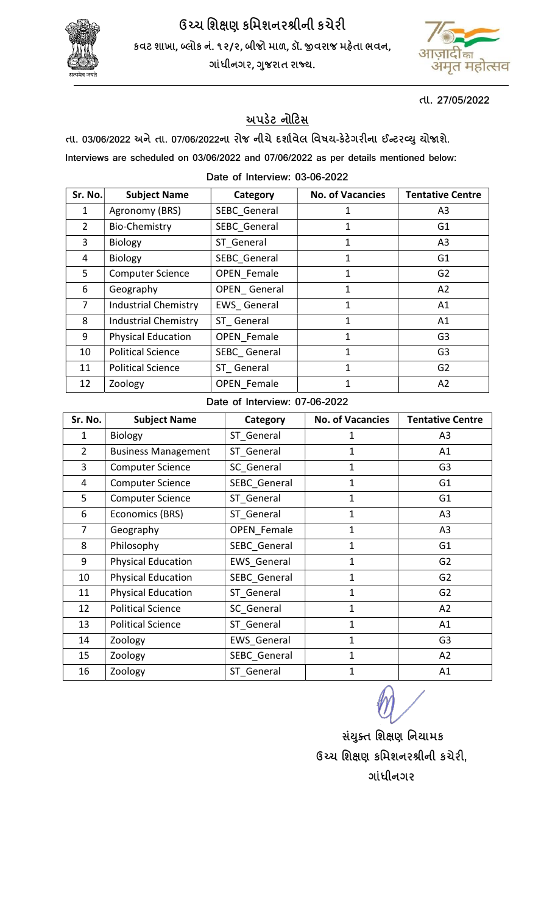# ઉચ્ચ શિક્ષણ કમિશનરશ્રીની કચેરી

કવટ શાખા, બ્લોક નં. ૧૨/૨, બીજો માળ, ડૉ. જીવરાજ મહેતા ભવન,
ગાંધીનગર, ગુજરાત રાજ્ય.

તા. 27/05/2022

## અપડેટ નોટિસ

તા. 03/06/2022 અને તા. 07/06/2022ના રોજ નીચે દર્શાવેલ વિષય-કેટેગરીના ઈન્ટરવ્યુ યોજાશે.

Interviews are scheduled on 03/06/2022 and 07/06/2022 as per details mentioned below:

**Date of Interview: 03-06-2022**

| Sr. No. | Subject Name | Category | No. of Vacancies | Tentative Centre |
|---|---|---|---|---|
| 1 | Agronomy (BRS) | SEBC_General | 1 | A3 |
| 2 | Bio-Chemistry | SEBC_General | 1 | G1 |
| 3 | Biology | ST_General | 1 | A3 |
| 4 | Biology | SEBC_General | 1 | G1 |
| 5 | Computer Science | OPEN_Female | 1 | G2 |
| 6 | Geography | OPEN_ General | 1 | A2 |
| 7 | Industrial Chemistry | EWS_ General | 1 | A1 |
| 8 | Industrial Chemistry | ST_ General | 1 | A1 |
| 9 | Physical Education | OPEN_Female | 1 | G3 |
| 10 | Political Science | SEBC_ General | 1 | G3 |
| 11 | Political Science | ST_ General | 1 | G2 |
| 12 | Zoology | OPEN_Female | 1 | A2 |

**Date of Interview: 07-06-2022**

| Sr. No. | Subject Name | Category | No. of Vacancies | Tentative Centre |
|---|---|---|---|---|
| 1 | Biology | ST_General | 1 | A3 |
| 2 | Business Management | ST_General | 1 | A1 |
| 3 | Computer Science | SC_General | 1 | G3 |
| 4 | Computer Science | SEBC_General | 1 | G1 |
| 5 | Computer Science | ST_General | 1 | G1 |
| 6 | Economics (BRS) | ST_General | 1 | A3 |
| 7 | Geography | OPEN_Female | 1 | A3 |
| 8 | Philosophy | SEBC_General | 1 | G1 |
| 9 | Physical Education | EWS_General | 1 | G2 |
| 10 | Physical Education | SEBC_General | 1 | G2 |
| 11 | Physical Education | ST_General | 1 | G2 |
| 12 | Political Science | SC_General | 1 | A2 |
| 13 | Political Science | ST_General | 1 | A1 |
| 14 | Zoology | EWS_General | 1 | G3 |
| 15 | Zoology | SEBC_General | 1 | A2 |
| 16 | Zoology | ST_General | 1 | A1 |

સંયુક્ત શિક્ષણ નિયામક
ઉચ્ચ શિક્ષણ કમિશનરશ્રીની કચેરી,
ગાંધીનગર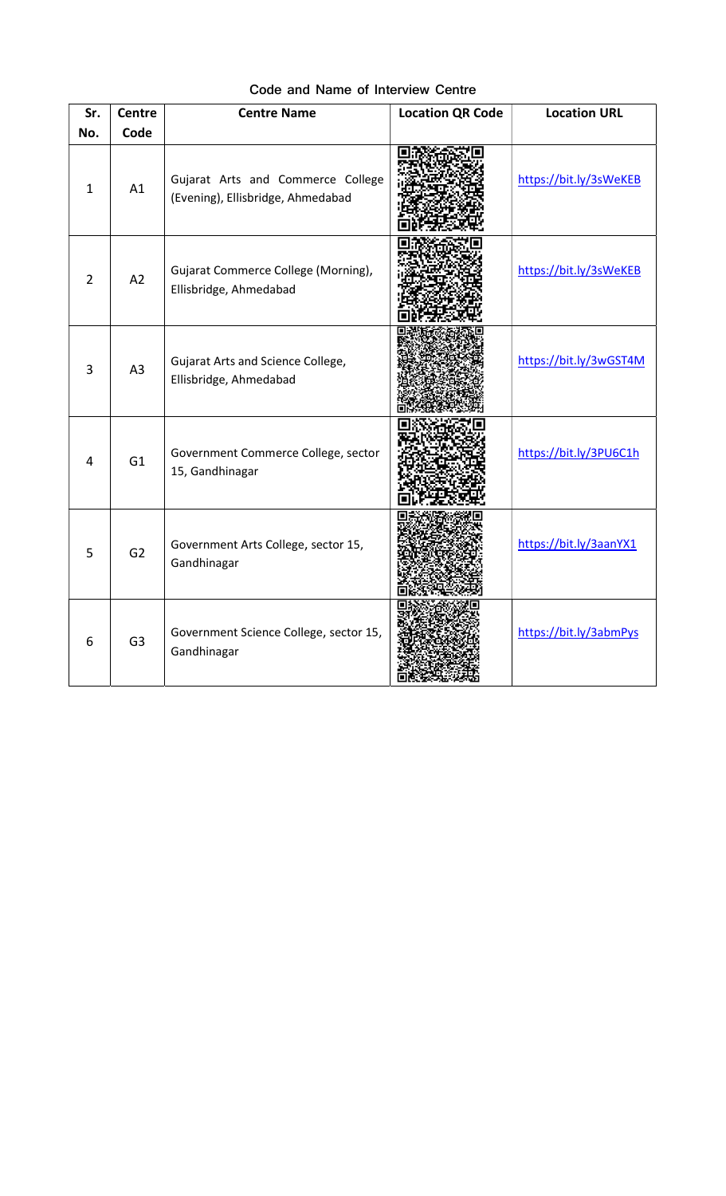Code and Name of Interview Centre

| Sr. No. | Centre Code | Centre Name | Location QR Code | Location URL |
|---|---|---|---|---|
| 1 | A1 | Gujarat Arts and Commerce College (Evening), Ellisbridge, Ahmedabad | | https://bit.ly/3sWeKEB |
| 2 | A2 | Gujarat Commerce College (Morning), Ellisbridge, Ahmedabad | | https://bit.ly/3sWeKEB |
| 3 | A3 | Gujarat Arts and Science College, Ellisbridge, Ahmedabad | | https://bit.ly/3wGST4M |
| 4 | G1 | Government Commerce College, sector 15, Gandhinagar | | https://bit.ly/3PU6C1h |
| 5 | G2 | Government Arts College, sector 15, Gandhinagar | | https://bit.ly/3aanYX1 |
| 6 | G3 | Government Science College, sector 15, Gandhinagar | | https://bit.ly/3abmPys |